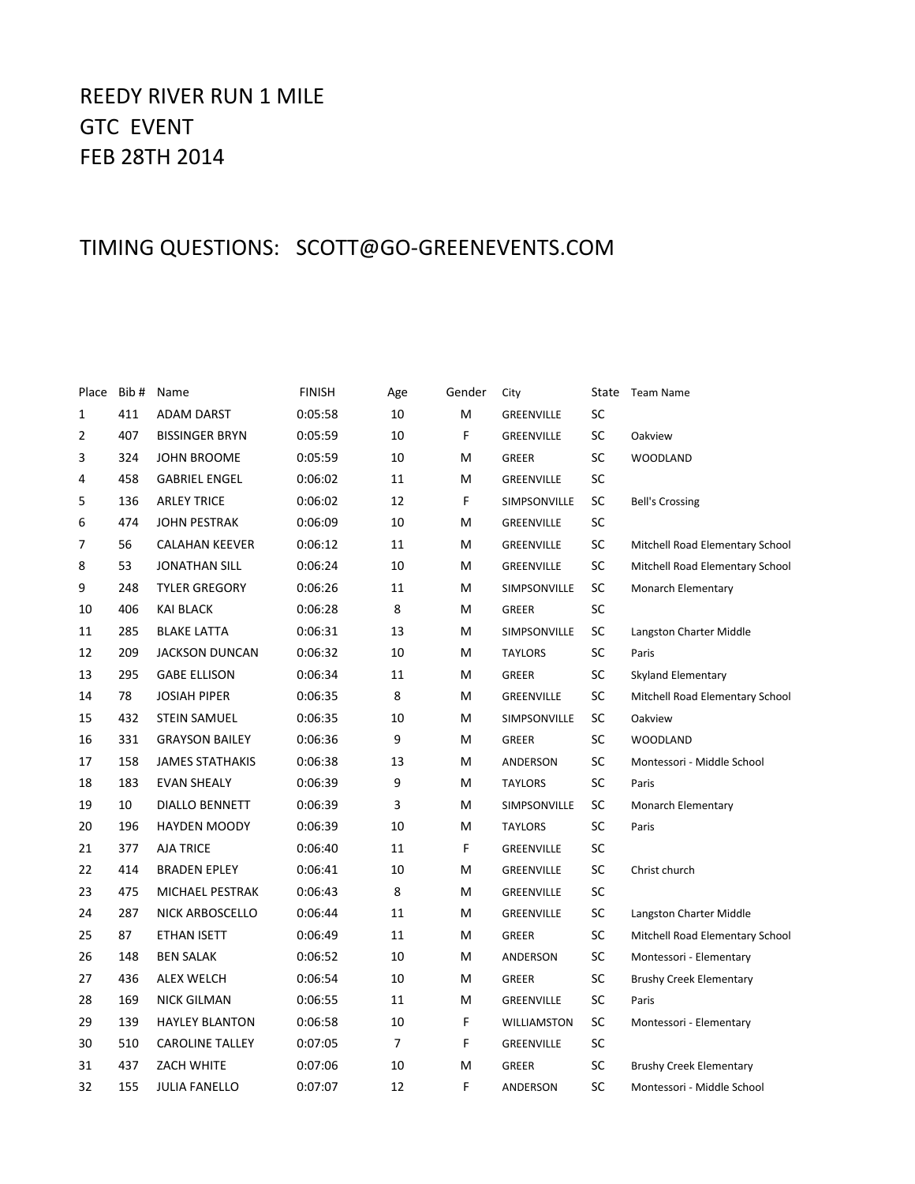# REEDY RIVER RUN 1 MILE

GTC EVENT

FEB 28TH 2014

TIMING QUESTIONS: SCOTT@GO-GREENEVENTS.COM

| Place | Bib # | Name | FINISH | Age | Gender | City | State | Team Name |
|---|---|---|---|---|---|---|---|---|
| 1 | 411 | ADAM DARST | 0:05:58 | 10 | M | GREENVILLE | SC | |
| 2 | 407 | BISSINGER BRYN | 0:05:59 | 10 | F | GREENVILLE | SC | Oakview |
| 3 | 324 | JOHN BROOME | 0:05:59 | 10 | M | GREER | SC | WOODLAND |
| 4 | 458 | GABRIEL ENGEL | 0:06:02 | 11 | M | GREENVILLE | SC | |
| 5 | 136 | ARLEY TRICE | 0:06:02 | 12 | F | SIMPSONVILLE | SC | Bell's Crossing |
| 6 | 474 | JOHN PESTRAK | 0:06:09 | 10 | M | GREENVILLE | SC | |
| 7 | 56 | CALAHAN KEEVER | 0:06:12 | 11 | M | GREENVILLE | SC | Mitchell Road Elementary School |
| 8 | 53 | JONATHAN SILL | 0:06:24 | 10 | M | GREENVILLE | SC | Mitchell Road Elementary School |
| 9 | 248 | TYLER GREGORY | 0:06:26 | 11 | M | SIMPSONVILLE | SC | Monarch Elementary |
| 10 | 406 | KAI BLACK | 0:06:28 | 8 | M | GREER | SC | |
| 11 | 285 | BLAKE LATTA | 0:06:31 | 13 | M | SIMPSONVILLE | SC | Langston Charter Middle |
| 12 | 209 | JACKSON DUNCAN | 0:06:32 | 10 | M | TAYLORS | SC | Paris |
| 13 | 295 | GABE ELLISON | 0:06:34 | 11 | M | GREER | SC | Skyland Elementary |
| 14 | 78 | JOSIAH PIPER | 0:06:35 | 8 | M | GREENVILLE | SC | Mitchell Road Elementary School |
| 15 | 432 | STEIN SAMUEL | 0:06:35 | 10 | M | SIMPSONVILLE | SC | Oakview |
| 16 | 331 | GRAYSON BAILEY | 0:06:36 | 9 | M | GREER | SC | WOODLAND |
| 17 | 158 | JAMES STATHAKIS | 0:06:38 | 13 | M | ANDERSON | SC | Montessori - Middle School |
| 18 | 183 | EVAN SHEALY | 0:06:39 | 9 | M | TAYLORS | SC | Paris |
| 19 | 10 | DIALLO BENNETT | 0:06:39 | 3 | M | SIMPSONVILLE | SC | Monarch Elementary |
| 20 | 196 | HAYDEN MOODY | 0:06:39 | 10 | M | TAYLORS | SC | Paris |
| 21 | 377 | AJA TRICE | 0:06:40 | 11 | F | GREENVILLE | SC | |
| 22 | 414 | BRADEN EPLEY | 0:06:41 | 10 | M | GREENVILLE | SC | Christ church |
| 23 | 475 | MICHAEL PESTRAK | 0:06:43 | 8 | M | GREENVILLE | SC | |
| 24 | 287 | NICK ARBOSCELLO | 0:06:44 | 11 | M | GREENVILLE | SC | Langston Charter Middle |
| 25 | 87 | ETHAN ISETT | 0:06:49 | 11 | M | GREER | SC | Mitchell Road Elementary School |
| 26 | 148 | BEN SALAK | 0:06:52 | 10 | M | ANDERSON | SC | Montessori - Elementary |
| 27 | 436 | ALEX WELCH | 0:06:54 | 10 | M | GREER | SC | Brushy Creek Elementary |
| 28 | 169 | NICK GILMAN | 0:06:55 | 11 | M | GREENVILLE | SC | Paris |
| 29 | 139 | HAYLEY BLANTON | 0:06:58 | 10 | F | WILLIAMSTON | SC | Montessori - Elementary |
| 30 | 510 | CAROLINE TALLEY | 0:07:05 | 7 | F | GREENVILLE | SC | |
| 31 | 437 | ZACH WHITE | 0:07:06 | 10 | M | GREER | SC | Brushy Creek Elementary |
| 32 | 155 | JULIA FANELLO | 0:07:07 | 12 | F | ANDERSON | SC | Montessori - Middle School |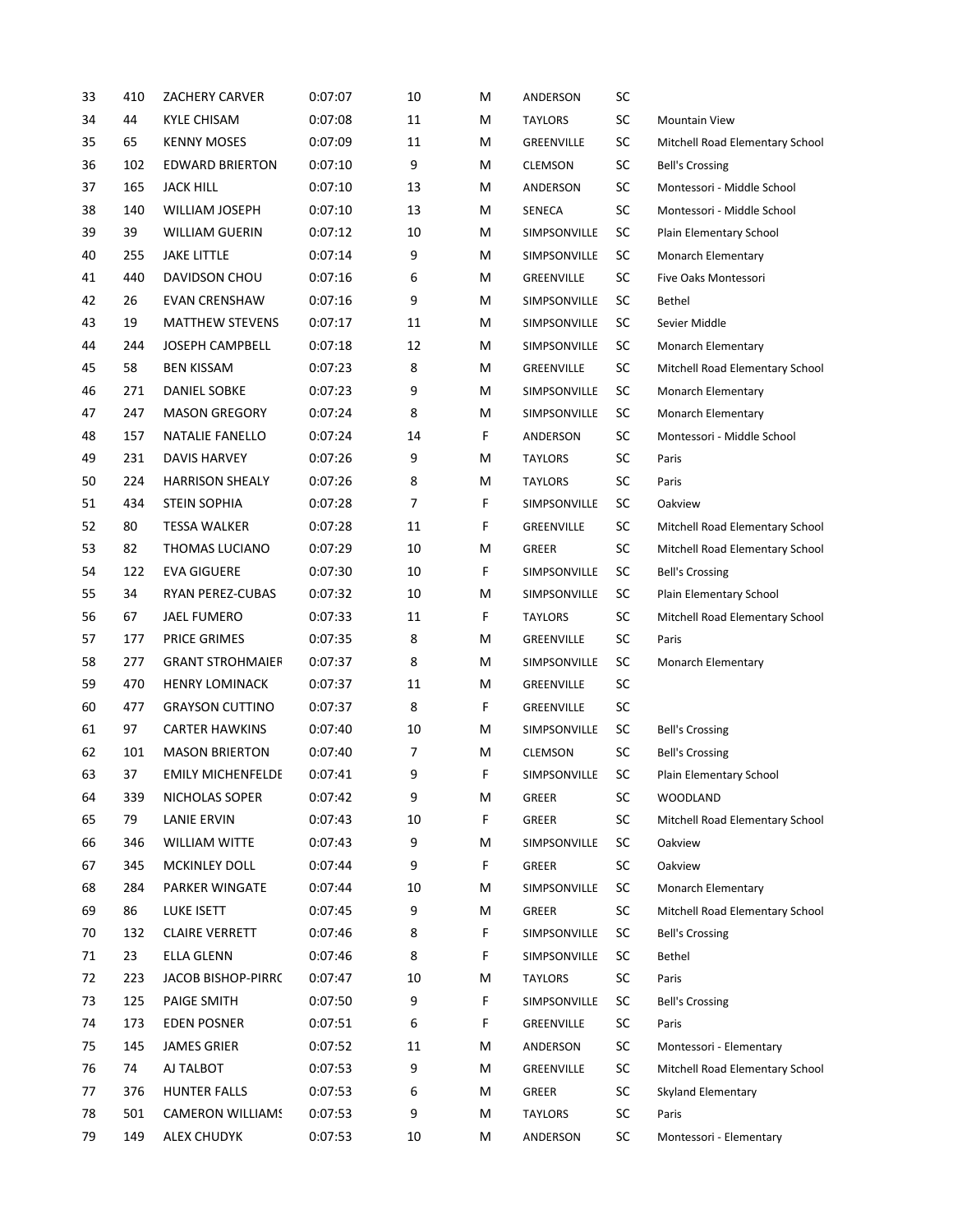| | | | | | | | | |
|---|---|---|---|---|---|---|---|---|
| 33 | 410 | ZACHERY CARVER | 0:07:07 | 10 | M | ANDERSON | SC | |
| 34 | 44 | KYLE CHISAM | 0:07:08 | 11 | M | TAYLORS | SC | Mountain View |
| 35 | 65 | KENNY MOSES | 0:07:09 | 11 | M | GREENVILLE | SC | Mitchell Road Elementary School |
| 36 | 102 | EDWARD BRIERTON | 0:07:10 | 9 | M | CLEMSON | SC | Bell's Crossing |
| 37 | 165 | JACK HILL | 0:07:10 | 13 | M | ANDERSON | SC | Montessori - Middle School |
| 38 | 140 | WILLIAM JOSEPH | 0:07:10 | 13 | M | SENECA | SC | Montessori - Middle School |
| 39 | 39 | WILLIAM GUERIN | 0:07:12 | 10 | M | SIMPSONVILLE | SC | Plain Elementary School |
| 40 | 255 | JAKE LITTLE | 0:07:14 | 9 | M | SIMPSONVILLE | SC | Monarch Elementary |
| 41 | 440 | DAVIDSON CHOU | 0:07:16 | 6 | M | GREENVILLE | SC | Five Oaks Montessori |
| 42 | 26 | EVAN CRENSHAW | 0:07:16 | 9 | M | SIMPSONVILLE | SC | Bethel |
| 43 | 19 | MATTHEW STEVENS | 0:07:17 | 11 | M | SIMPSONVILLE | SC | Sevier Middle |
| 44 | 244 | JOSEPH CAMPBELL | 0:07:18 | 12 | M | SIMPSONVILLE | SC | Monarch Elementary |
| 45 | 58 | BEN KISSAM | 0:07:23 | 8 | M | GREENVILLE | SC | Mitchell Road Elementary School |
| 46 | 271 | DANIEL SOBKE | 0:07:23 | 9 | M | SIMPSONVILLE | SC | Monarch Elementary |
| 47 | 247 | MASON GREGORY | 0:07:24 | 8 | M | SIMPSONVILLE | SC | Monarch Elementary |
| 48 | 157 | NATALIE FANELLO | 0:07:24 | 14 | F | ANDERSON | SC | Montessori - Middle School |
| 49 | 231 | DAVIS HARVEY | 0:07:26 | 9 | M | TAYLORS | SC | Paris |
| 50 | 224 | HARRISON SHEALY | 0:07:26 | 8 | M | TAYLORS | SC | Paris |
| 51 | 434 | STEIN SOPHIA | 0:07:28 | 7 | F | SIMPSONVILLE | SC | Oakview |
| 52 | 80 | TESSA WALKER | 0:07:28 | 11 | F | GREENVILLE | SC | Mitchell Road Elementary School |
| 53 | 82 | THOMAS LUCIANO | 0:07:29 | 10 | M | GREER | SC | Mitchell Road Elementary School |
| 54 | 122 | EVA GIGUERE | 0:07:30 | 10 | F | SIMPSONVILLE | SC | Bell's Crossing |
| 55 | 34 | RYAN PEREZ-CUBAS | 0:07:32 | 10 | M | SIMPSONVILLE | SC | Plain Elementary School |
| 56 | 67 | JAEL FUMERO | 0:07:33 | 11 | F | TAYLORS | SC | Mitchell Road Elementary School |
| 57 | 177 | PRICE GRIMES | 0:07:35 | 8 | M | GREENVILLE | SC | Paris |
| 58 | 277 | GRANT STROHMAIER | 0:07:37 | 8 | M | SIMPSONVILLE | SC | Monarch Elementary |
| 59 | 470 | HENRY LOMINACK | 0:07:37 | 11 | M | GREENVILLE | SC | |
| 60 | 477 | GRAYSON CUTTINO | 0:07:37 | 8 | F | GREENVILLE | SC | |
| 61 | 97 | CARTER HAWKINS | 0:07:40 | 10 | M | SIMPSONVILLE | SC | Bell's Crossing |
| 62 | 101 | MASON BRIERTON | 0:07:40 | 7 | M | CLEMSON | SC | Bell's Crossing |
| 63 | 37 | EMILY MICHENFELDE | 0:07:41 | 9 | F | SIMPSONVILLE | SC | Plain Elementary School |
| 64 | 339 | NICHOLAS SOPER | 0:07:42 | 9 | M | GREER | SC | WOODLAND |
| 65 | 79 | LANIE ERVIN | 0:07:43 | 10 | F | GREER | SC | Mitchell Road Elementary School |
| 66 | 346 | WILLIAM WITTE | 0:07:43 | 9 | M | SIMPSONVILLE | SC | Oakview |
| 67 | 345 | MCKINLEY DOLL | 0:07:44 | 9 | F | GREER | SC | Oakview |
| 68 | 284 | PARKER WINGATE | 0:07:44 | 10 | M | SIMPSONVILLE | SC | Monarch Elementary |
| 69 | 86 | LUKE ISETT | 0:07:45 | 9 | M | GREER | SC | Mitchell Road Elementary School |
| 70 | 132 | CLAIRE VERRETT | 0:07:46 | 8 | F | SIMPSONVILLE | SC | Bell's Crossing |
| 71 | 23 | ELLA GLENN | 0:07:46 | 8 | F | SIMPSONVILLE | SC | Bethel |
| 72 | 223 | JACOB BISHOP-PIRRC | 0:07:47 | 10 | M | TAYLORS | SC | Paris |
| 73 | 125 | PAIGE SMITH | 0:07:50 | 9 | F | SIMPSONVILLE | SC | Bell's Crossing |
| 74 | 173 | EDEN POSNER | 0:07:51 | 6 | F | GREENVILLE | SC | Paris |
| 75 | 145 | JAMES GRIER | 0:07:52 | 11 | M | ANDERSON | SC | Montessori - Elementary |
| 76 | 74 | AJ TALBOT | 0:07:53 | 9 | M | GREENVILLE | SC | Mitchell Road Elementary School |
| 77 | 376 | HUNTER FALLS | 0:07:53 | 6 | M | GREER | SC | Skyland Elementary |
| 78 | 501 | CAMERON WILLIAMS | 0:07:53 | 9 | M | TAYLORS | SC | Paris |
| 79 | 149 | ALEX CHUDYK | 0:07:53 | 10 | M | ANDERSON | SC | Montessori - Elementary |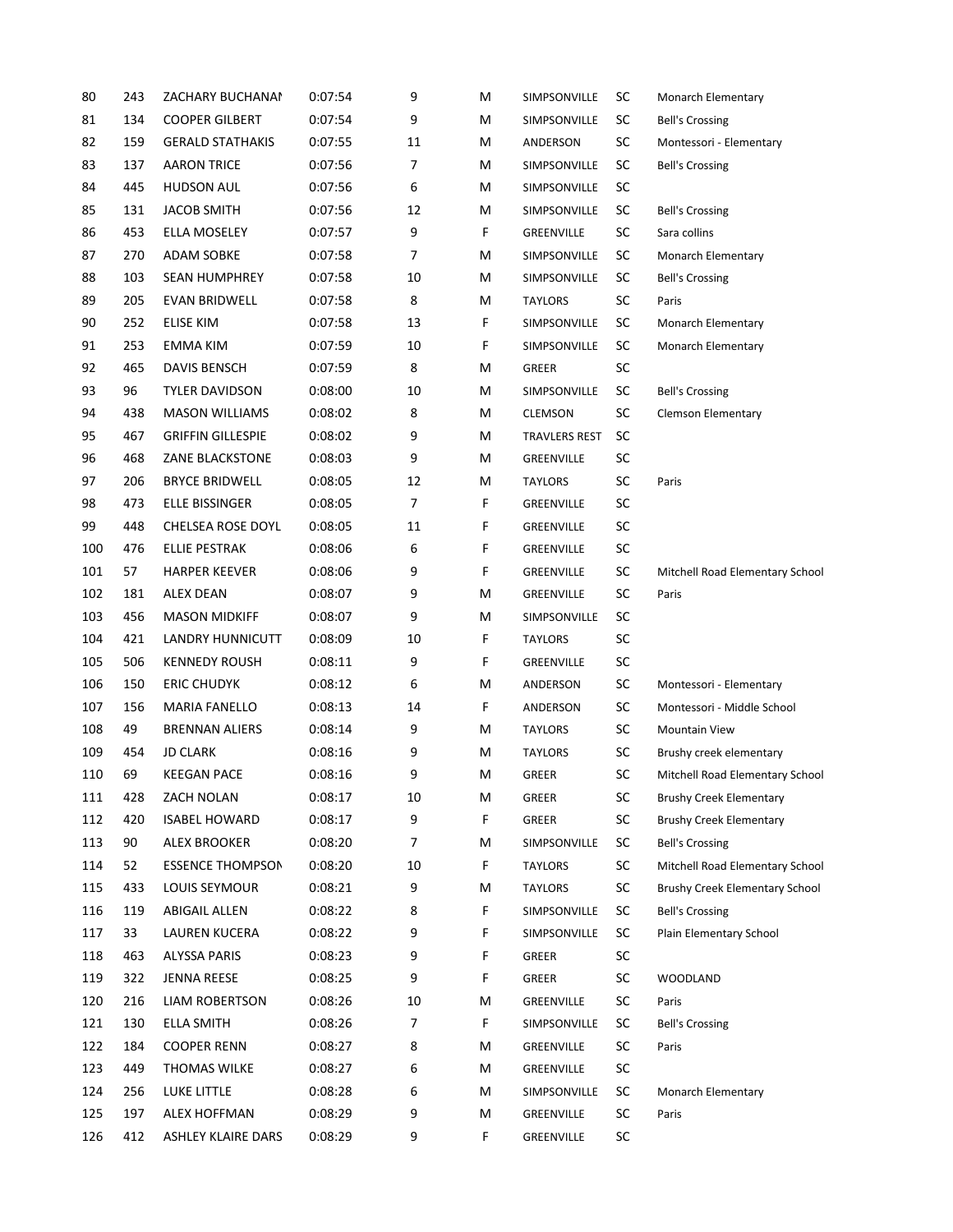| 80 | 243 | ZACHARY BUCHANAN | 0:07:54 | 9 | M | SIMPSONVILLE | SC | Monarch Elementary |
|---|---|---|---|---|---|---|---|---|
| 81 | 134 | COOPER GILBERT | 0:07:54 | 9 | M | SIMPSONVILLE | SC | Bell's Crossing |
| 82 | 159 | GERALD STATHAKIS | 0:07:55 | 11 | M | ANDERSON | SC | Montessori - Elementary |
| 83 | 137 | AARON TRICE | 0:07:56 | 7 | M | SIMPSONVILLE | SC | Bell's Crossing |
| 84 | 445 | HUDSON AUL | 0:07:56 | 6 | M | SIMPSONVILLE | SC | |
| 85 | 131 | JACOB SMITH | 0:07:56 | 12 | M | SIMPSONVILLE | SC | Bell's Crossing |
| 86 | 453 | ELLA MOSELEY | 0:07:57 | 9 | F | GREENVILLE | SC | Sara collins |
| 87 | 270 | ADAM SOBKE | 0:07:58 | 7 | M | SIMPSONVILLE | SC | Monarch Elementary |
| 88 | 103 | SEAN HUMPHREY | 0:07:58 | 10 | M | SIMPSONVILLE | SC | Bell's Crossing |
| 89 | 205 | EVAN BRIDWELL | 0:07:58 | 8 | M | TAYLORS | SC | Paris |
| 90 | 252 | ELISE KIM | 0:07:58 | 13 | F | SIMPSONVILLE | SC | Monarch Elementary |
| 91 | 253 | EMMA KIM | 0:07:59 | 10 | F | SIMPSONVILLE | SC | Monarch Elementary |
| 92 | 465 | DAVIS BENSCH | 0:07:59 | 8 | M | GREER | SC | |
| 93 | 96 | TYLER DAVIDSON | 0:08:00 | 10 | M | SIMPSONVILLE | SC | Bell's Crossing |
| 94 | 438 | MASON WILLIAMS | 0:08:02 | 8 | M | CLEMSON | SC | Clemson Elementary |
| 95 | 467 | GRIFFIN GILLESPIE | 0:08:02 | 9 | M | TRAVLERS REST | SC | |
| 96 | 468 | ZANE BLACKSTONE | 0:08:03 | 9 | M | GREENVILLE | SC | |
| 97 | 206 | BRYCE BRIDWELL | 0:08:05 | 12 | M | TAYLORS | SC | Paris |
| 98 | 473 | ELLE BISSINGER | 0:08:05 | 7 | F | GREENVILLE | SC | |
| 99 | 448 | CHELSEA ROSE DOYL | 0:08:05 | 11 | F | GREENVILLE | SC | |
| 100 | 476 | ELLIE PESTRAK | 0:08:06 | 6 | F | GREENVILLE | SC | |
| 101 | 57 | HARPER KEEVER | 0:08:06 | 9 | F | GREENVILLE | SC | Mitchell Road Elementary School |
| 102 | 181 | ALEX DEAN | 0:08:07 | 9 | M | GREENVILLE | SC | Paris |
| 103 | 456 | MASON MIDKIFF | 0:08:07 | 9 | M | SIMPSONVILLE | SC | |
| 104 | 421 | LANDRY HUNNICUTT | 0:08:09 | 10 | F | TAYLORS | SC | |
| 105 | 506 | KENNEDY ROUSH | 0:08:11 | 9 | F | GREENVILLE | SC | |
| 106 | 150 | ERIC CHUDYK | 0:08:12 | 6 | M | ANDERSON | SC | Montessori - Elementary |
| 107 | 156 | MARIA FANELLO | 0:08:13 | 14 | F | ANDERSON | SC | Montessori - Middle School |
| 108 | 49 | BRENNAN ALIERS | 0:08:14 | 9 | M | TAYLORS | SC | Mountain View |
| 109 | 454 | JD CLARK | 0:08:16 | 9 | M | TAYLORS | SC | Brushy creek elementary |
| 110 | 69 | KEEGAN PACE | 0:08:16 | 9 | M | GREER | SC | Mitchell Road Elementary School |
| 111 | 428 | ZACH NOLAN | 0:08:17 | 10 | M | GREER | SC | Brushy Creek Elementary |
| 112 | 420 | ISABEL HOWARD | 0:08:17 | 9 | F | GREER | SC | Brushy Creek Elementary |
| 113 | 90 | ALEX BROOKER | 0:08:20 | 7 | M | SIMPSONVILLE | SC | Bell's Crossing |
| 114 | 52 | ESSENCE THOMPSON | 0:08:20 | 10 | F | TAYLORS | SC | Mitchell Road Elementary School |
| 115 | 433 | LOUIS SEYMOUR | 0:08:21 | 9 | M | TAYLORS | SC | Brushy Creek Elementary School |
| 116 | 119 | ABIGAIL ALLEN | 0:08:22 | 8 | F | SIMPSONVILLE | SC | Bell's Crossing |
| 117 | 33 | LAUREN KUCERA | 0:08:22 | 9 | F | SIMPSONVILLE | SC | Plain Elementary School |
| 118 | 463 | ALYSSA PARIS | 0:08:23 | 9 | F | GREER | SC | |
| 119 | 322 | JENNA REESE | 0:08:25 | 9 | F | GREER | SC | WOODLAND |
| 120 | 216 | LIAM ROBERTSON | 0:08:26 | 10 | M | GREENVILLE | SC | Paris |
| 121 | 130 | ELLA SMITH | 0:08:26 | 7 | F | SIMPSONVILLE | SC | Bell's Crossing |
| 122 | 184 | COOPER RENN | 0:08:27 | 8 | M | GREENVILLE | SC | Paris |
| 123 | 449 | THOMAS WILKE | 0:08:27 | 6 | M | GREENVILLE | SC | |
| 124 | 256 | LUKE LITTLE | 0:08:28 | 6 | M | SIMPSONVILLE | SC | Monarch Elementary |
| 125 | 197 | ALEX HOFFMAN | 0:08:29 | 9 | M | GREENVILLE | SC | Paris |
| 126 | 412 | ASHLEY KLAIRE DARS | 0:08:29 | 9 | F | GREENVILLE | SC | |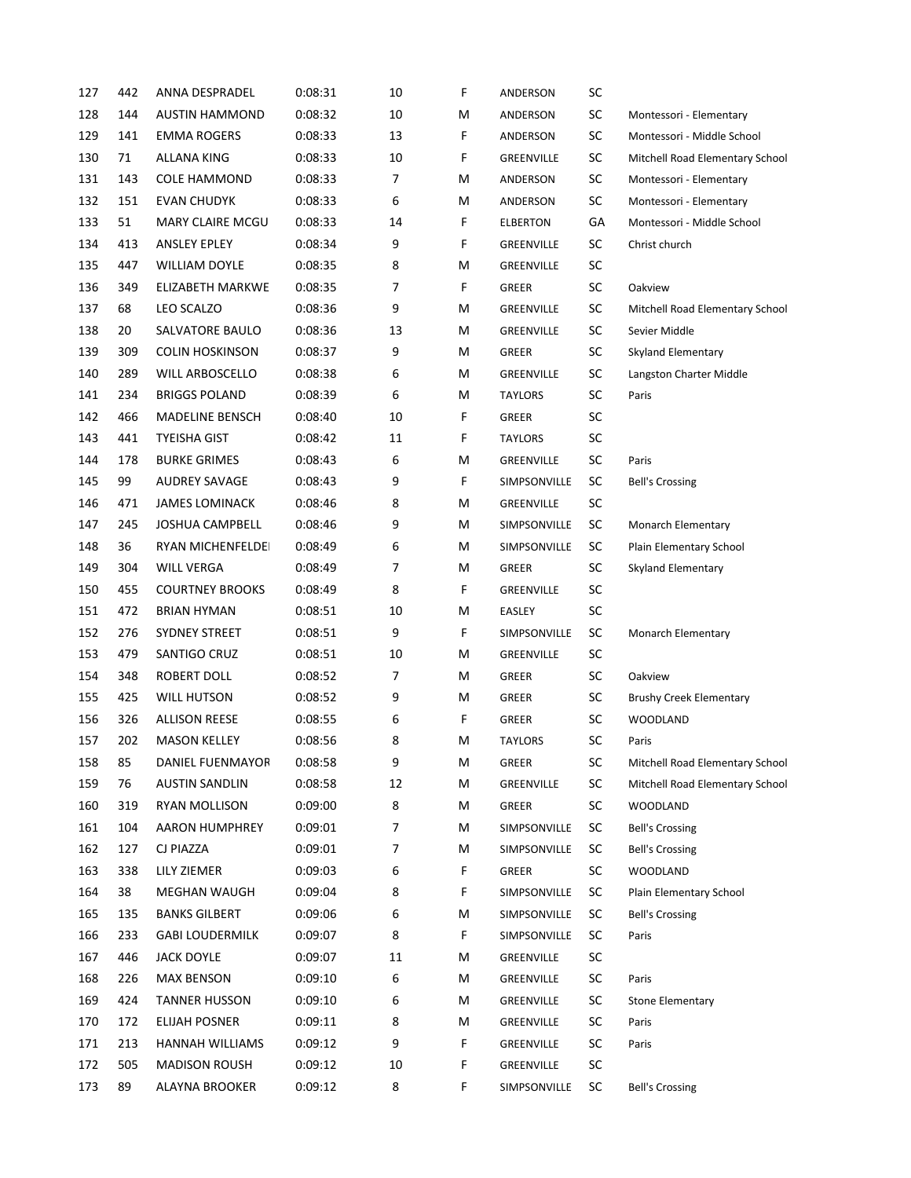| 127 | 442 | ANNA DESPRADEL | 0:08:31 | 10 | F | ANDERSON | SC | |
|---|---|---|---|---|---|---|---|---|
| 128 | 144 | AUSTIN HAMMOND | 0:08:32 | 10 | M | ANDERSON | SC | Montessori - Elementary |
| 129 | 141 | EMMA ROGERS | 0:08:33 | 13 | F | ANDERSON | SC | Montessori - Middle School |
| 130 | 71 | ALLANA KING | 0:08:33 | 10 | F | GREENVILLE | SC | Mitchell Road Elementary School |
| 131 | 143 | COLE HAMMOND | 0:08:33 | 7 | M | ANDERSON | SC | Montessori - Elementary |
| 132 | 151 | EVAN CHUDYK | 0:08:33 | 6 | M | ANDERSON | SC | Montessori - Elementary |
| 133 | 51 | MARY CLAIRE MCGU | 0:08:33 | 14 | F | ELBERTON | GA | Montessori - Middle School |
| 134 | 413 | ANSLEY EPLEY | 0:08:34 | 9 | F | GREENVILLE | SC | Christ church |
| 135 | 447 | WILLIAM DOYLE | 0:08:35 | 8 | M | GREENVILLE | SC | |
| 136 | 349 | ELIZABETH MARKWE | 0:08:35 | 7 | F | GREER | SC | Oakview |
| 137 | 68 | LEO SCALZO | 0:08:36 | 9 | M | GREENVILLE | SC | Mitchell Road Elementary School |
| 138 | 20 | SALVATORE BAULO | 0:08:36 | 13 | M | GREENVILLE | SC | Sevier Middle |
| 139 | 309 | COLIN HOSKINSON | 0:08:37 | 9 | M | GREER | SC | Skyland Elementary |
| 140 | 289 | WILL ARBOSCELLO | 0:08:38 | 6 | M | GREENVILLE | SC | Langston Charter Middle |
| 141 | 234 | BRIGGS POLAND | 0:08:39 | 6 | M | TAYLORS | SC | Paris |
| 142 | 466 | MADELINE BENSCH | 0:08:40 | 10 | F | GREER | SC | |
| 143 | 441 | TYEISHA GIST | 0:08:42 | 11 | F | TAYLORS | SC | |
| 144 | 178 | BURKE GRIMES | 0:08:43 | 6 | M | GREENVILLE | SC | Paris |
| 145 | 99 | AUDREY SAVAGE | 0:08:43 | 9 | F | SIMPSONVILLE | SC | Bell's Crossing |
| 146 | 471 | JAMES LOMINACK | 0:08:46 | 8 | M | GREENVILLE | SC | |
| 147 | 245 | JOSHUA CAMPBELL | 0:08:46 | 9 | M | SIMPSONVILLE | SC | Monarch Elementary |
| 148 | 36 | RYAN MICHENFELDEI | 0:08:49 | 6 | M | SIMPSONVILLE | SC | Plain Elementary School |
| 149 | 304 | WILL VERGA | 0:08:49 | 7 | M | GREER | SC | Skyland Elementary |
| 150 | 455 | COURTNEY BROOKS | 0:08:49 | 8 | F | GREENVILLE | SC | |
| 151 | 472 | BRIAN HYMAN | 0:08:51 | 10 | M | EASLEY | SC | |
| 152 | 276 | SYDNEY STREET | 0:08:51 | 9 | F | SIMPSONVILLE | SC | Monarch Elementary |
| 153 | 479 | SANTIGO CRUZ | 0:08:51 | 10 | M | GREENVILLE | SC | |
| 154 | 348 | ROBERT DOLL | 0:08:52 | 7 | M | GREER | SC | Oakview |
| 155 | 425 | WILL HUTSON | 0:08:52 | 9 | M | GREER | SC | Brushy Creek Elementary |
| 156 | 326 | ALLISON REESE | 0:08:55 | 6 | F | GREER | SC | WOODLAND |
| 157 | 202 | MASON KELLEY | 0:08:56 | 8 | M | TAYLORS | SC | Paris |
| 158 | 85 | DANIEL FUENMAYOR | 0:08:58 | 9 | M | GREER | SC | Mitchell Road Elementary School |
| 159 | 76 | AUSTIN SANDLIN | 0:08:58 | 12 | M | GREENVILLE | SC | Mitchell Road Elementary School |
| 160 | 319 | RYAN MOLLISON | 0:09:00 | 8 | M | GREER | SC | WOODLAND |
| 161 | 104 | AARON HUMPHREY | 0:09:01 | 7 | M | SIMPSONVILLE | SC | Bell's Crossing |
| 162 | 127 | CJ PIAZZA | 0:09:01 | 7 | M | SIMPSONVILLE | SC | Bell's Crossing |
| 163 | 338 | LILY ZIEMER | 0:09:03 | 6 | F | GREER | SC | WOODLAND |
| 164 | 38 | MEGHAN WAUGH | 0:09:04 | 8 | F | SIMPSONVILLE | SC | Plain Elementary School |
| 165 | 135 | BANKS GILBERT | 0:09:06 | 6 | M | SIMPSONVILLE | SC | Bell's Crossing |
| 166 | 233 | GABI LOUDERMILK | 0:09:07 | 8 | F | SIMPSONVILLE | SC | Paris |
| 167 | 446 | JACK DOYLE | 0:09:07 | 11 | M | GREENVILLE | SC | |
| 168 | 226 | MAX BENSON | 0:09:10 | 6 | M | GREENVILLE | SC | Paris |
| 169 | 424 | TANNER HUSSON | 0:09:10 | 6 | M | GREENVILLE | SC | Stone Elementary |
| 170 | 172 | ELIJAH POSNER | 0:09:11 | 8 | M | GREENVILLE | SC | Paris |
| 171 | 213 | HANNAH WILLIAMS | 0:09:12 | 9 | F | GREENVILLE | SC | Paris |
| 172 | 505 | MADISON ROUSH | 0:09:12 | 10 | F | GREENVILLE | SC | |
| 173 | 89 | ALAYNA BROOKER | 0:09:12 | 8 | F | SIMPSONVILLE | SC | Bell's Crossing |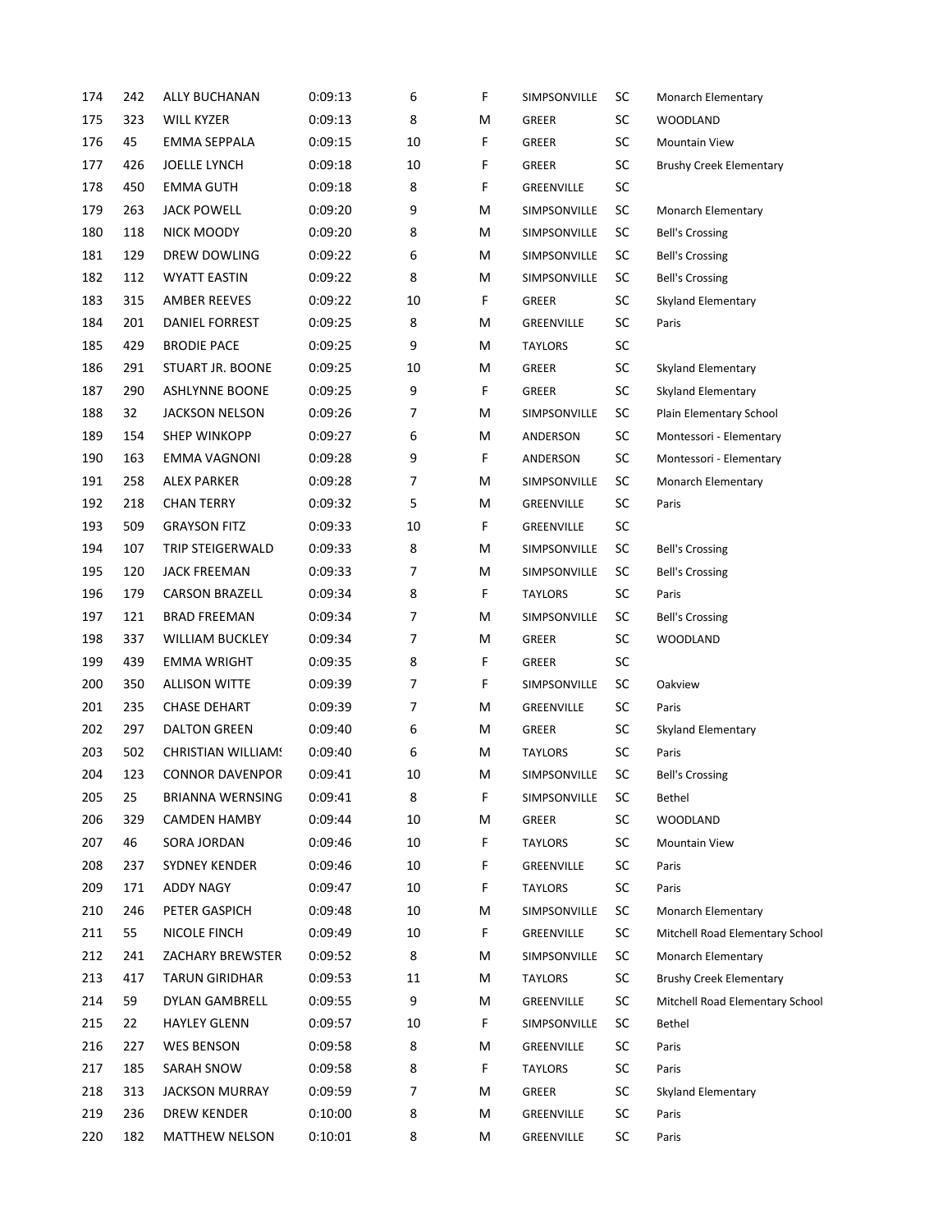| 174 | 242 | ALLY BUCHANAN | 0:09:13 | 6 | F | SIMPSONVILLE | SC | Monarch Elementary |
|---|---|---|---|---|---|---|---|---|
| 175 | 323 | WILL KYZER | 0:09:13 | 8 | M | GREER | SC | WOODLAND |
| 176 | 45 | EMMA SEPPALA | 0:09:15 | 10 | F | GREER | SC | Mountain View |
| 177 | 426 | JOELLE LYNCH | 0:09:18 | 10 | F | GREER | SC | Brushy Creek Elementary |
| 178 | 450 | EMMA GUTH | 0:09:18 | 8 | F | GREENVILLE | SC | |
| 179 | 263 | JACK POWELL | 0:09:20 | 9 | M | SIMPSONVILLE | SC | Monarch Elementary |
| 180 | 118 | NICK MOODY | 0:09:20 | 8 | M | SIMPSONVILLE | SC | Bell's Crossing |
| 181 | 129 | DREW DOWLING | 0:09:22 | 6 | M | SIMPSONVILLE | SC | Bell's Crossing |
| 182 | 112 | WYATT EASTIN | 0:09:22 | 8 | M | SIMPSONVILLE | SC | Bell's Crossing |
| 183 | 315 | AMBER REEVES | 0:09:22 | 10 | F | GREER | SC | Skyland Elementary |
| 184 | 201 | DANIEL FORREST | 0:09:25 | 8 | M | GREENVILLE | SC | Paris |
| 185 | 429 | BRODIE PACE | 0:09:25 | 9 | M | TAYLORS | SC | |
| 186 | 291 | STUART JR. BOONE | 0:09:25 | 10 | M | GREER | SC | Skyland Elementary |
| 187 | 290 | ASHLYNNE BOONE | 0:09:25 | 9 | F | GREER | SC | Skyland Elementary |
| 188 | 32 | JACKSON NELSON | 0:09:26 | 7 | M | SIMPSONVILLE | SC | Plain Elementary School |
| 189 | 154 | SHEP WINKOPP | 0:09:27 | 6 | M | ANDERSON | SC | Montessori - Elementary |
| 190 | 163 | EMMA VAGNONI | 0:09:28 | 9 | F | ANDERSON | SC | Montessori - Elementary |
| 191 | 258 | ALEX PARKER | 0:09:28 | 7 | M | SIMPSONVILLE | SC | Monarch Elementary |
| 192 | 218 | CHAN TERRY | 0:09:32 | 5 | M | GREENVILLE | SC | Paris |
| 193 | 509 | GRAYSON FITZ | 0:09:33 | 10 | F | GREENVILLE | SC | |
| 194 | 107 | TRIP STEIGERWALD | 0:09:33 | 8 | M | SIMPSONVILLE | SC | Bell's Crossing |
| 195 | 120 | JACK FREEMAN | 0:09:33 | 7 | M | SIMPSONVILLE | SC | Bell's Crossing |
| 196 | 179 | CARSON BRAZELL | 0:09:34 | 8 | F | TAYLORS | SC | Paris |
| 197 | 121 | BRAD FREEMAN | 0:09:34 | 7 | M | SIMPSONVILLE | SC | Bell's Crossing |
| 198 | 337 | WILLIAM BUCKLEY | 0:09:34 | 7 | M | GREER | SC | WOODLAND |
| 199 | 439 | EMMA WRIGHT | 0:09:35 | 8 | F | GREER | SC | |
| 200 | 350 | ALLISON WITTE | 0:09:39 | 7 | F | SIMPSONVILLE | SC | Oakview |
| 201 | 235 | CHASE DEHART | 0:09:39 | 7 | M | GREENVILLE | SC | Paris |
| 202 | 297 | DALTON GREEN | 0:09:40 | 6 | M | GREER | SC | Skyland Elementary |
| 203 | 502 | CHRISTIAN WILLIAMS | 0:09:40 | 6 | M | TAYLORS | SC | Paris |
| 204 | 123 | CONNOR DAVENPOR | 0:09:41 | 10 | M | SIMPSONVILLE | SC | Bell's Crossing |
| 205 | 25 | BRIANNA WERNSING | 0:09:41 | 8 | F | SIMPSONVILLE | SC | Bethel |
| 206 | 329 | CAMDEN HAMBY | 0:09:44 | 10 | M | GREER | SC | WOODLAND |
| 207 | 46 | SORA JORDAN | 0:09:46 | 10 | F | TAYLORS | SC | Mountain View |
| 208 | 237 | SYDNEY KENDER | 0:09:46 | 10 | F | GREENVILLE | SC | Paris |
| 209 | 171 | ADDY NAGY | 0:09:47 | 10 | F | TAYLORS | SC | Paris |
| 210 | 246 | PETER GASPICH | 0:09:48 | 10 | M | SIMPSONVILLE | SC | Monarch Elementary |
| 211 | 55 | NICOLE FINCH | 0:09:49 | 10 | F | GREENVILLE | SC | Mitchell Road Elementary School |
| 212 | 241 | ZACHARY BREWSTER | 0:09:52 | 8 | M | SIMPSONVILLE | SC | Monarch Elementary |
| 213 | 417 | TARUN GIRIDHAR | 0:09:53 | 11 | M | TAYLORS | SC | Brushy Creek Elementary |
| 214 | 59 | DYLAN GAMBRELL | 0:09:55 | 9 | M | GREENVILLE | SC | Mitchell Road Elementary School |
| 215 | 22 | HAYLEY GLENN | 0:09:57 | 10 | F | SIMPSONVILLE | SC | Bethel |
| 216 | 227 | WES BENSON | 0:09:58 | 8 | M | GREENVILLE | SC | Paris |
| 217 | 185 | SARAH SNOW | 0:09:58 | 8 | F | TAYLORS | SC | Paris |
| 218 | 313 | JACKSON MURRAY | 0:09:59 | 7 | M | GREER | SC | Skyland Elementary |
| 219 | 236 | DREW KENDER | 0:10:00 | 8 | M | GREENVILLE | SC | Paris |
| 220 | 182 | MATTHEW NELSON | 0:10:01 | 8 | M | GREENVILLE | SC | Paris |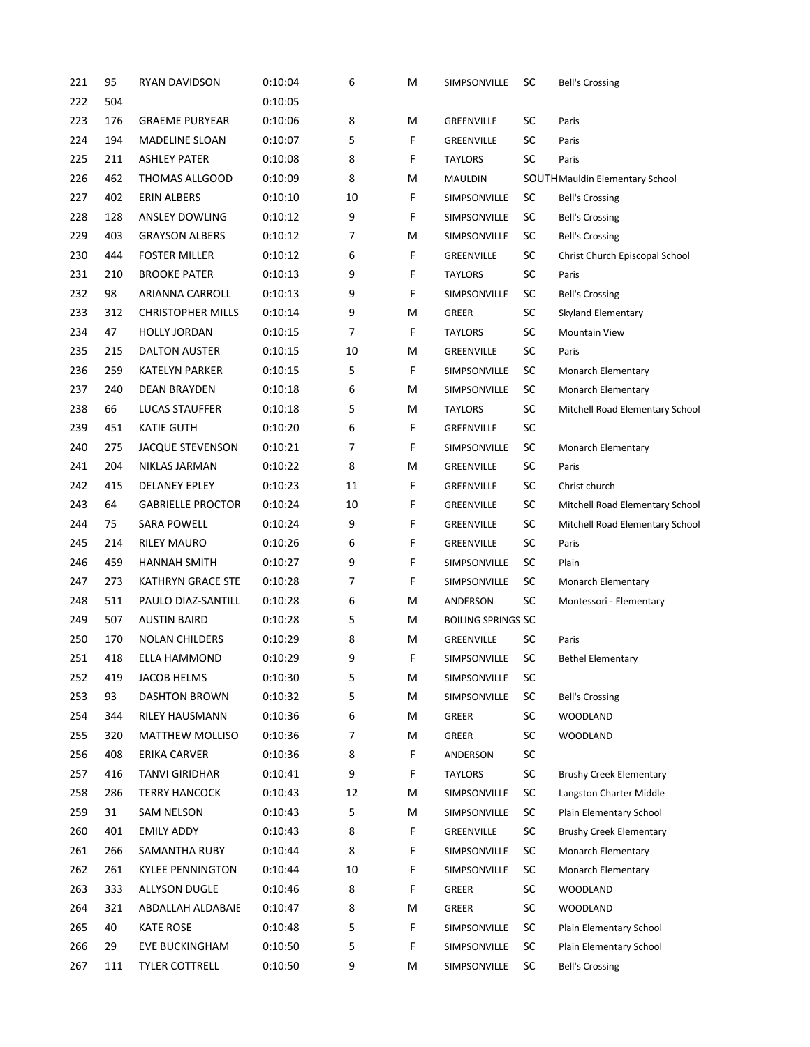| | | | | | | | | |
|---|---|---|---|---|---|---|---|---|
| 221 | 95 | RYAN DAVIDSON | 0:10:04 | 6 | M | SIMPSONVILLE | SC | Bell's Crossing |
| 222 | 504 | | 0:10:05 | | | | | |
| 223 | 176 | GRAEME PURYEAR | 0:10:06 | 8 | M | GREENVILLE | SC | Paris |
| 224 | 194 | MADELINE SLOAN | 0:10:07 | 5 | F | GREENVILLE | SC | Paris |
| 225 | 211 | ASHLEY PATER | 0:10:08 | 8 | F | TAYLORS | SC | Paris |
| 226 | 462 | THOMAS ALLGOOD | 0:10:09 | 8 | M | MAULDIN | SOUTH | Mauldin Elementary School |
| 227 | 402 | ERIN ALBERS | 0:10:10 | 10 | F | SIMPSONVILLE | SC | Bell's Crossing |
| 228 | 128 | ANSLEY DOWLING | 0:10:12 | 9 | F | SIMPSONVILLE | SC | Bell's Crossing |
| 229 | 403 | GRAYSON ALBERS | 0:10:12 | 7 | M | SIMPSONVILLE | SC | Bell's Crossing |
| 230 | 444 | FOSTER MILLER | 0:10:12 | 6 | F | GREENVILLE | SC | Christ Church Episcopal School |
| 231 | 210 | BROOKE PATER | 0:10:13 | 9 | F | TAYLORS | SC | Paris |
| 232 | 98 | ARIANNA CARROLL | 0:10:13 | 9 | F | SIMPSONVILLE | SC | Bell's Crossing |
| 233 | 312 | CHRISTOPHER MILLS | 0:10:14 | 9 | M | GREER | SC | Skyland Elementary |
| 234 | 47 | HOLLY JORDAN | 0:10:15 | 7 | F | TAYLORS | SC | Mountain View |
| 235 | 215 | DALTON AUSTER | 0:10:15 | 10 | M | GREENVILLE | SC | Paris |
| 236 | 259 | KATELYN PARKER | 0:10:15 | 5 | F | SIMPSONVILLE | SC | Monarch Elementary |
| 237 | 240 | DEAN BRAYDEN | 0:10:18 | 6 | M | SIMPSONVILLE | SC | Monarch Elementary |
| 238 | 66 | LUCAS STAUFFER | 0:10:18 | 5 | M | TAYLORS | SC | Mitchell Road Elementary School |
| 239 | 451 | KATIE GUTH | 0:10:20 | 6 | F | GREENVILLE | SC | |
| 240 | 275 | JACQUE STEVENSON | 0:10:21 | 7 | F | SIMPSONVILLE | SC | Monarch Elementary |
| 241 | 204 | NIKLAS JARMAN | 0:10:22 | 8 | M | GREENVILLE | SC | Paris |
| 242 | 415 | DELANEY EPLEY | 0:10:23 | 11 | F | GREENVILLE | SC | Christ church |
| 243 | 64 | GABRIELLE PROCTOR | 0:10:24 | 10 | F | GREENVILLE | SC | Mitchell Road Elementary School |
| 244 | 75 | SARA POWELL | 0:10:24 | 9 | F | GREENVILLE | SC | Mitchell Road Elementary School |
| 245 | 214 | RILEY MAURO | 0:10:26 | 6 | F | GREENVILLE | SC | Paris |
| 246 | 459 | HANNAH SMITH | 0:10:27 | 9 | F | SIMPSONVILLE | SC | Plain |
| 247 | 273 | KATHRYN GRACE STE | 0:10:28 | 7 | F | SIMPSONVILLE | SC | Monarch Elementary |
| 248 | 511 | PAULO DIAZ-SANTILL | 0:10:28 | 6 | M | ANDERSON | SC | Montessori - Elementary |
| 249 | 507 | AUSTIN BAIRD | 0:10:28 | 5 | M | BOILING SPRINGS | SC | |
| 250 | 170 | NOLAN CHILDERS | 0:10:29 | 8 | M | GREENVILLE | SC | Paris |
| 251 | 418 | ELLA HAMMOND | 0:10:29 | 9 | F | SIMPSONVILLE | SC | Bethel Elementary |
| 252 | 419 | JACOB HELMS | 0:10:30 | 5 | M | SIMPSONVILLE | SC | |
| 253 | 93 | DASHTON BROWN | 0:10:32 | 5 | M | SIMPSONVILLE | SC | Bell's Crossing |
| 254 | 344 | RILEY HAUSMANN | 0:10:36 | 6 | M | GREER | SC | WOODLAND |
| 255 | 320 | MATTHEW MOLLISO | 0:10:36 | 7 | M | GREER | SC | WOODLAND |
| 256 | 408 | ERIKA CARVER | 0:10:36 | 8 | F | ANDERSON | SC | |
| 257 | 416 | TANVI GIRIDHAR | 0:10:41 | 9 | F | TAYLORS | SC | Brushy Creek Elementary |
| 258 | 286 | TERRY HANCOCK | 0:10:43 | 12 | M | SIMPSONVILLE | SC | Langston Charter Middle |
| 259 | 31 | SAM NELSON | 0:10:43 | 5 | M | SIMPSONVILLE | SC | Plain Elementary School |
| 260 | 401 | EMILY ADDY | 0:10:43 | 8 | F | GREENVILLE | SC | Brushy Creek Elementary |
| 261 | 266 | SAMANTHA RUBY | 0:10:44 | 8 | F | SIMPSONVILLE | SC | Monarch Elementary |
| 262 | 261 | KYLEE PENNINGTON | 0:10:44 | 10 | F | SIMPSONVILLE | SC | Monarch Elementary |
| 263 | 333 | ALLYSON DUGLE | 0:10:46 | 8 | F | GREER | SC | WOODLAND |
| 264 | 321 | ABDALLAH ALDABAIE | 0:10:47 | 8 | M | GREER | SC | WOODLAND |
| 265 | 40 | KATE ROSE | 0:10:48 | 5 | F | SIMPSONVILLE | SC | Plain Elementary School |
| 266 | 29 | EVE BUCKINGHAM | 0:10:50 | 5 | F | SIMPSONVILLE | SC | Plain Elementary School |
| 267 | 111 | TYLER COTTRELL | 0:10:50 | 9 | M | SIMPSONVILLE | SC | Bell's Crossing |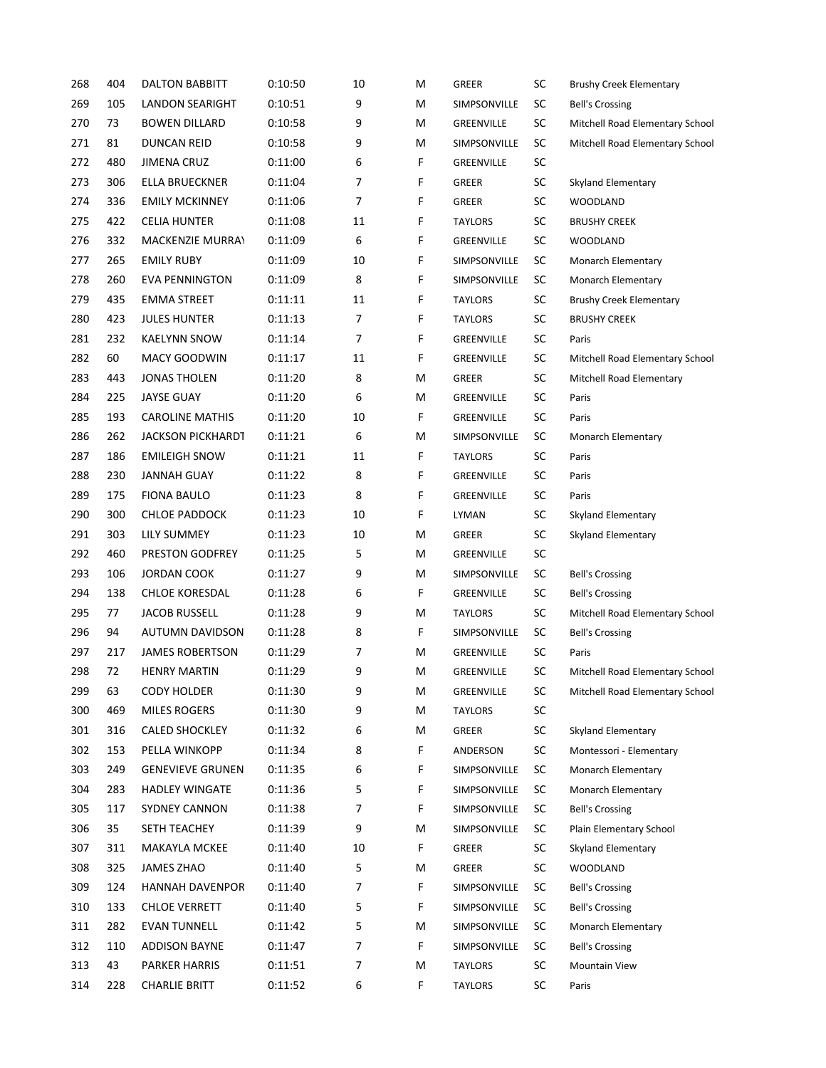| | | | | | | | | |
|---|---|---|---|---|---|---|---|---|
| 268 | 404 | DALTON BABBITT | 0:10:50 | 10 | M | GREER | SC | Brushy Creek Elementary |
| 269 | 105 | LANDON SEARIGHT | 0:10:51 | 9 | M | SIMPSONVILLE | SC | Bell's Crossing |
| 270 | 73 | BOWEN DILLARD | 0:10:58 | 9 | M | GREENVILLE | SC | Mitchell Road Elementary School |
| 271 | 81 | DUNCAN REID | 0:10:58 | 9 | M | SIMPSONVILLE | SC | Mitchell Road Elementary School |
| 272 | 480 | JIMENA CRUZ | 0:11:00 | 6 | F | GREENVILLE | SC | |
| 273 | 306 | ELLA BRUECKNER | 0:11:04 | 7 | F | GREER | SC | Skyland Elementary |
| 274 | 336 | EMILY MCKINNEY | 0:11:06 | 7 | F | GREER | SC | WOODLAND |
| 275 | 422 | CELIA HUNTER | 0:11:08 | 11 | F | TAYLORS | SC | BRUSHY CREEK |
| 276 | 332 | MACKENZIE MURRAY | 0:11:09 | 6 | F | GREENVILLE | SC | WOODLAND |
| 277 | 265 | EMILY RUBY | 0:11:09 | 10 | F | SIMPSONVILLE | SC | Monarch Elementary |
| 278 | 260 | EVA PENNINGTON | 0:11:09 | 8 | F | SIMPSONVILLE | SC | Monarch Elementary |
| 279 | 435 | EMMA STREET | 0:11:11 | 11 | F | TAYLORS | SC | Brushy Creek Elementary |
| 280 | 423 | JULES HUNTER | 0:11:13 | 7 | F | TAYLORS | SC | BRUSHY CREEK |
| 281 | 232 | KAELYNN SNOW | 0:11:14 | 7 | F | GREENVILLE | SC | Paris |
| 282 | 60 | MACY GOODWIN | 0:11:17 | 11 | F | GREENVILLE | SC | Mitchell Road Elementary School |
| 283 | 443 | JONAS THOLEN | 0:11:20 | 8 | M | GREER | SC | Mitchell Road Elementary |
| 284 | 225 | JAYSE GUAY | 0:11:20 | 6 | M | GREENVILLE | SC | Paris |
| 285 | 193 | CAROLINE MATHIS | 0:11:20 | 10 | F | GREENVILLE | SC | Paris |
| 286 | 262 | JACKSON PICKHARDT | 0:11:21 | 6 | M | SIMPSONVILLE | SC | Monarch Elementary |
| 287 | 186 | EMILEIGH SNOW | 0:11:21 | 11 | F | TAYLORS | SC | Paris |
| 288 | 230 | JANNAH GUAY | 0:11:22 | 8 | F | GREENVILLE | SC | Paris |
| 289 | 175 | FIONA BAULO | 0:11:23 | 8 | F | GREENVILLE | SC | Paris |
| 290 | 300 | CHLOE PADDOCK | 0:11:23 | 10 | F | LYMAN | SC | Skyland Elementary |
| 291 | 303 | LILY SUMMEY | 0:11:23 | 10 | M | GREER | SC | Skyland Elementary |
| 292 | 460 | PRESTON GODFREY | 0:11:25 | 5 | M | GREENVILLE | SC | |
| 293 | 106 | JORDAN COOK | 0:11:27 | 9 | M | SIMPSONVILLE | SC | Bell's Crossing |
| 294 | 138 | CHLOE KORESDAL | 0:11:28 | 6 | F | GREENVILLE | SC | Bell's Crossing |
| 295 | 77 | JACOB RUSSELL | 0:11:28 | 9 | M | TAYLORS | SC | Mitchell Road Elementary School |
| 296 | 94 | AUTUMN DAVIDSON | 0:11:28 | 8 | F | SIMPSONVILLE | SC | Bell's Crossing |
| 297 | 217 | JAMES ROBERTSON | 0:11:29 | 7 | M | GREENVILLE | SC | Paris |
| 298 | 72 | HENRY MARTIN | 0:11:29 | 9 | M | GREENVILLE | SC | Mitchell Road Elementary School |
| 299 | 63 | CODY HOLDER | 0:11:30 | 9 | M | GREENVILLE | SC | Mitchell Road Elementary School |
| 300 | 469 | MILES ROGERS | 0:11:30 | 9 | M | TAYLORS | SC | |
| 301 | 316 | CALED SHOCKLEY | 0:11:32 | 6 | M | GREER | SC | Skyland Elementary |
| 302 | 153 | PELLA WINKOPP | 0:11:34 | 8 | F | ANDERSON | SC | Montessori - Elementary |
| 303 | 249 | GENEVIEVE GRUNEN | 0:11:35 | 6 | F | SIMPSONVILLE | SC | Monarch Elementary |
| 304 | 283 | HADLEY WINGATE | 0:11:36 | 5 | F | SIMPSONVILLE | SC | Monarch Elementary |
| 305 | 117 | SYDNEY CANNON | 0:11:38 | 7 | F | SIMPSONVILLE | SC | Bell's Crossing |
| 306 | 35 | SETH TEACHEY | 0:11:39 | 9 | M | SIMPSONVILLE | SC | Plain Elementary School |
| 307 | 311 | MAKAYLA MCKEE | 0:11:40 | 10 | F | GREER | SC | Skyland Elementary |
| 308 | 325 | JAMES ZHAO | 0:11:40 | 5 | M | GREER | SC | WOODLAND |
| 309 | 124 | HANNAH DAVENPOR | 0:11:40 | 7 | F | SIMPSONVILLE | SC | Bell's Crossing |
| 310 | 133 | CHLOE VERRETT | 0:11:40 | 5 | F | SIMPSONVILLE | SC | Bell's Crossing |
| 311 | 282 | EVAN TUNNELL | 0:11:42 | 5 | M | SIMPSONVILLE | SC | Monarch Elementary |
| 312 | 110 | ADDISON BAYNE | 0:11:47 | 7 | F | SIMPSONVILLE | SC | Bell's Crossing |
| 313 | 43 | PARKER HARRIS | 0:11:51 | 7 | M | TAYLORS | SC | Mountain View |
| 314 | 228 | CHARLIE BRITT | 0:11:52 | 6 | F | TAYLORS | SC | Paris |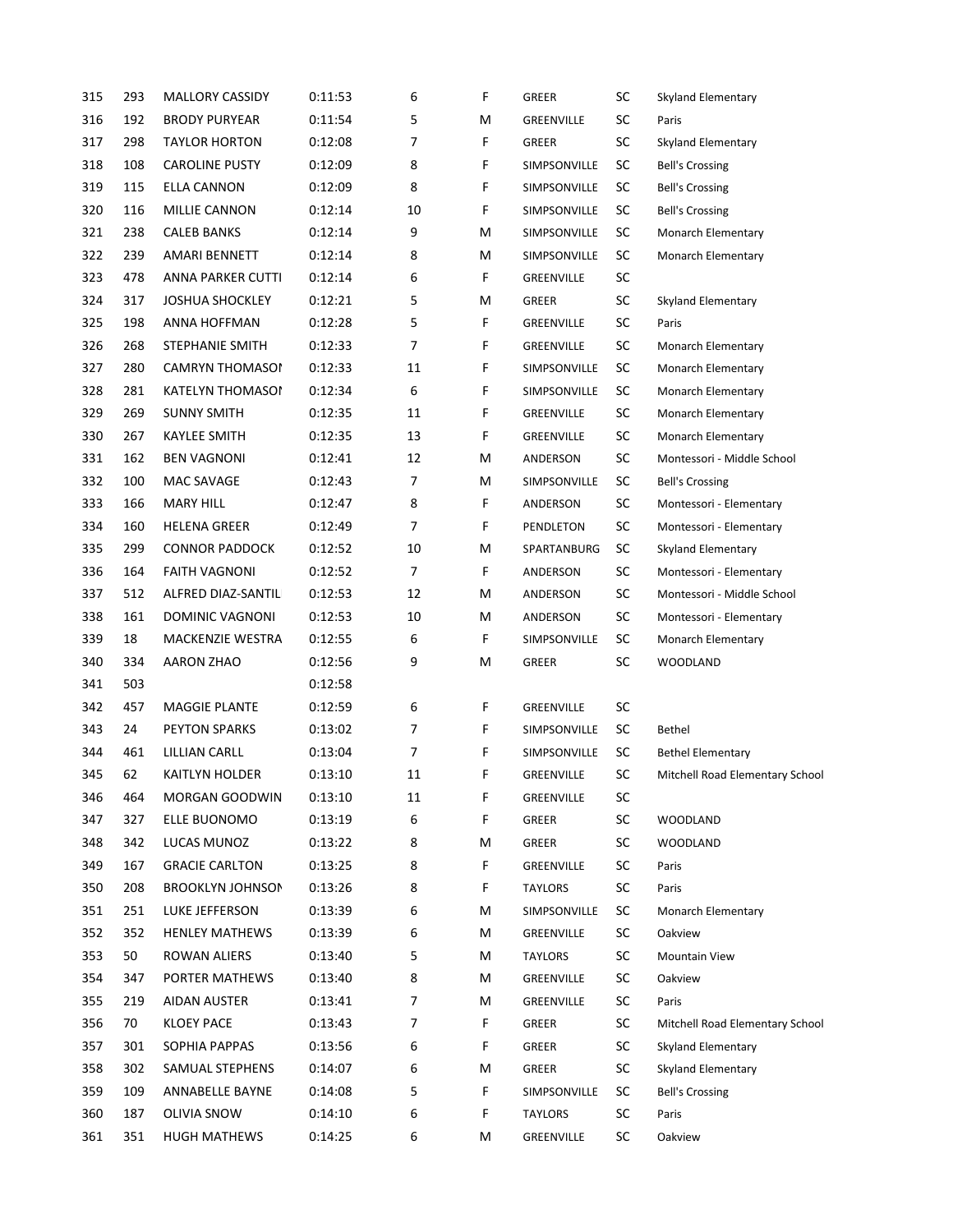| | | | | | | | | |
|---|---|---|---|---|---|---|---|---|
| 315 | 293 | MALLORY CASSIDY | 0:11:53 | 6 | F | GREER | SC | Skyland Elementary |
| 316 | 192 | BRODY PURYEAR | 0:11:54 | 5 | M | GREENVILLE | SC | Paris |
| 317 | 298 | TAYLOR HORTON | 0:12:08 | 7 | F | GREER | SC | Skyland Elementary |
| 318 | 108 | CAROLINE PUSTY | 0:12:09 | 8 | F | SIMPSONVILLE | SC | Bell's Crossing |
| 319 | 115 | ELLA CANNON | 0:12:09 | 8 | F | SIMPSONVILLE | SC | Bell's Crossing |
| 320 | 116 | MILLIE CANNON | 0:12:14 | 10 | F | SIMPSONVILLE | SC | Bell's Crossing |
| 321 | 238 | CALEB BANKS | 0:12:14 | 9 | M | SIMPSONVILLE | SC | Monarch Elementary |
| 322 | 239 | AMARI BENNETT | 0:12:14 | 8 | M | SIMPSONVILLE | SC | Monarch Elementary |
| 323 | 478 | ANNA PARKER CUTTI | 0:12:14 | 6 | F | GREENVILLE | SC | |
| 324 | 317 | JOSHUA SHOCKLEY | 0:12:21 | 5 | M | GREER | SC | Skyland Elementary |
| 325 | 198 | ANNA HOFFMAN | 0:12:28 | 5 | F | GREENVILLE | SC | Paris |
| 326 | 268 | STEPHANIE SMITH | 0:12:33 | 7 | F | GREENVILLE | SC | Monarch Elementary |
| 327 | 280 | CAMRYN THOMASOI | 0:12:33 | 11 | F | SIMPSONVILLE | SC | Monarch Elementary |
| 328 | 281 | KATELYN THOMASOI | 0:12:34 | 6 | F | SIMPSONVILLE | SC | Monarch Elementary |
| 329 | 269 | SUNNY SMITH | 0:12:35 | 11 | F | GREENVILLE | SC | Monarch Elementary |
| 330 | 267 | KAYLEE SMITH | 0:12:35 | 13 | F | GREENVILLE | SC | Monarch Elementary |
| 331 | 162 | BEN VAGNONI | 0:12:41 | 12 | M | ANDERSON | SC | Montessori - Middle School |
| 332 | 100 | MAC SAVAGE | 0:12:43 | 7 | M | SIMPSONVILLE | SC | Bell's Crossing |
| 333 | 166 | MARY HILL | 0:12:47 | 8 | F | ANDERSON | SC | Montessori - Elementary |
| 334 | 160 | HELENA GREER | 0:12:49 | 7 | F | PENDLETON | SC | Montessori - Elementary |
| 335 | 299 | CONNOR PADDOCK | 0:12:52 | 10 | M | SPARTANBURG | SC | Skyland Elementary |
| 336 | 164 | FAITH VAGNONI | 0:12:52 | 7 | F | ANDERSON | SC | Montessori - Elementary |
| 337 | 512 | ALFRED DIAZ-SANTIL | 0:12:53 | 12 | M | ANDERSON | SC | Montessori - Middle School |
| 338 | 161 | DOMINIC VAGNONI | 0:12:53 | 10 | M | ANDERSON | SC | Montessori - Elementary |
| 339 | 18 | MACKENZIE WESTRA | 0:12:55 | 6 | F | SIMPSONVILLE | SC | Monarch Elementary |
| 340 | 334 | AARON ZHAO | 0:12:56 | 9 | M | GREER | SC | WOODLAND |
| 341 | 503 | | 0:12:58 | | | | | |
| 342 | 457 | MAGGIE PLANTE | 0:12:59 | 6 | F | GREENVILLE | SC | |
| 343 | 24 | PEYTON SPARKS | 0:13:02 | 7 | F | SIMPSONVILLE | SC | Bethel |
| 344 | 461 | LILLIAN CARLL | 0:13:04 | 7 | F | SIMPSONVILLE | SC | Bethel Elementary |
| 345 | 62 | KAITLYN HOLDER | 0:13:10 | 11 | F | GREENVILLE | SC | Mitchell Road Elementary School |
| 346 | 464 | MORGAN GOODWIN | 0:13:10 | 11 | F | GREENVILLE | SC | |
| 347 | 327 | ELLE BUONOMO | 0:13:19 | 6 | F | GREER | SC | WOODLAND |
| 348 | 342 | LUCAS MUNOZ | 0:13:22 | 8 | M | GREER | SC | WOODLAND |
| 349 | 167 | GRACIE CARLTON | 0:13:25 | 8 | F | GREENVILLE | SC | Paris |
| 350 | 208 | BROOKLYN JOHNSON | 0:13:26 | 8 | F | TAYLORS | SC | Paris |
| 351 | 251 | LUKE JEFFERSON | 0:13:39 | 6 | M | SIMPSONVILLE | SC | Monarch Elementary |
| 352 | 352 | HENLEY MATHEWS | 0:13:39 | 6 | M | GREENVILLE | SC | Oakview |
| 353 | 50 | ROWAN ALIERS | 0:13:40 | 5 | M | TAYLORS | SC | Mountain View |
| 354 | 347 | PORTER MATHEWS | 0:13:40 | 8 | M | GREENVILLE | SC | Oakview |
| 355 | 219 | AIDAN AUSTER | 0:13:41 | 7 | M | GREENVILLE | SC | Paris |
| 356 | 70 | KLOEY PACE | 0:13:43 | 7 | F | GREER | SC | Mitchell Road Elementary School |
| 357 | 301 | SOPHIA PAPPAS | 0:13:56 | 6 | F | GREER | SC | Skyland Elementary |
| 358 | 302 | SAMUAL STEPHENS | 0:14:07 | 6 | M | GREER | SC | Skyland Elementary |
| 359 | 109 | ANNABELLE BAYNE | 0:14:08 | 5 | F | SIMPSONVILLE | SC | Bell's Crossing |
| 360 | 187 | OLIVIA SNOW | 0:14:10 | 6 | F | TAYLORS | SC | Paris |
| 361 | 351 | HUGH MATHEWS | 0:14:25 | 6 | M | GREENVILLE | SC | Oakview |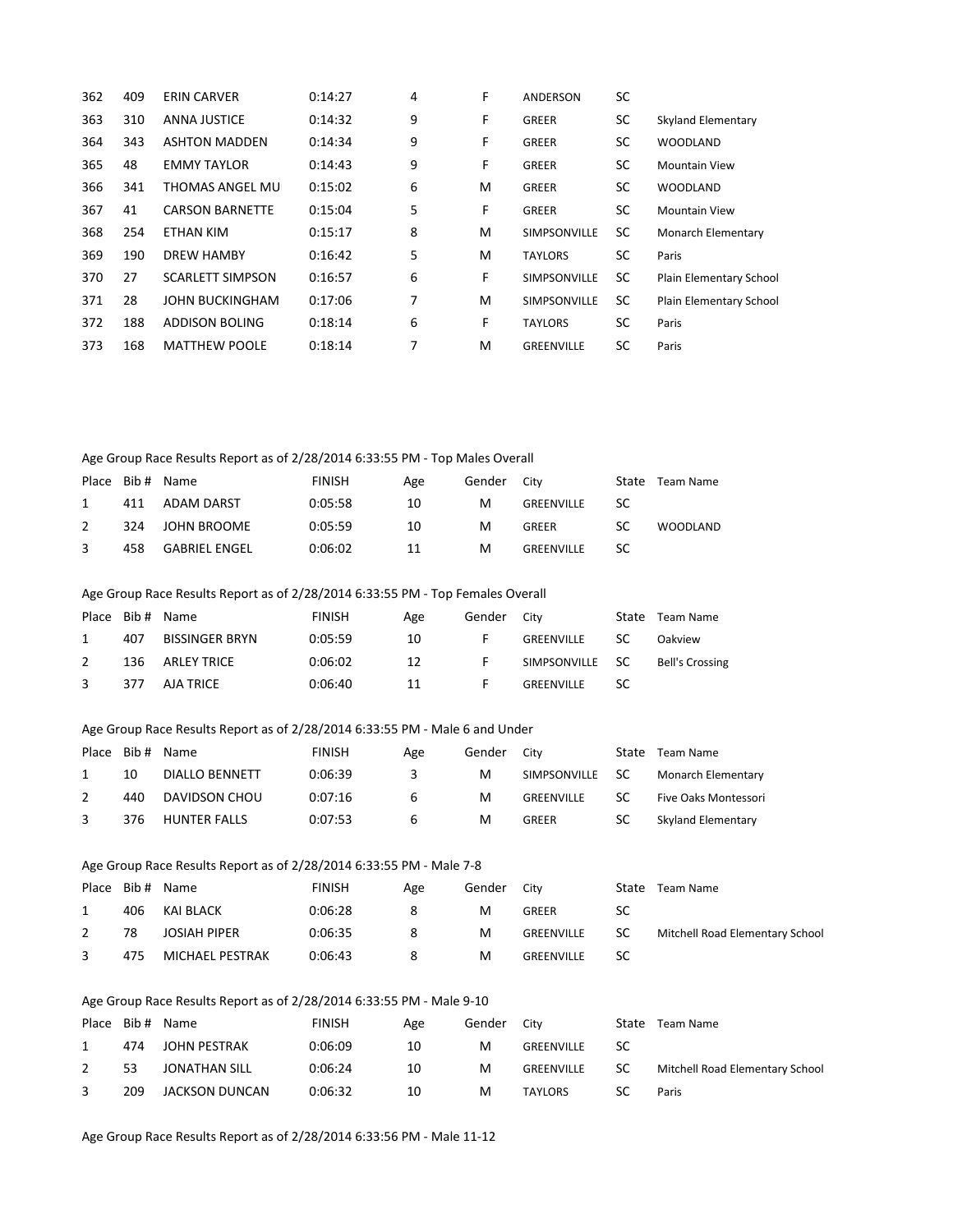| | | | | | | | | |
|---|---|---|---|---|---|---|---|---|
| 362 | 409 | ERIN CARVER | 0:14:27 | 4 | F | ANDERSON | SC | |
| 363 | 310 | ANNA JUSTICE | 0:14:32 | 9 | F | GREER | SC | Skyland Elementary |
| 364 | 343 | ASHTON MADDEN | 0:14:34 | 9 | F | GREER | SC | WOODLAND |
| 365 | 48 | EMMY TAYLOR | 0:14:43 | 9 | F | GREER | SC | Mountain View |
| 366 | 341 | THOMAS ANGEL MU | 0:15:02 | 6 | M | GREER | SC | WOODLAND |
| 367 | 41 | CARSON BARNETTE | 0:15:04 | 5 | F | GREER | SC | Mountain View |
| 368 | 254 | ETHAN KIM | 0:15:17 | 8 | M | SIMPSONVILLE | SC | Monarch Elementary |
| 369 | 190 | DREW HAMBY | 0:16:42 | 5 | M | TAYLORS | SC | Paris |
| 370 | 27 | SCARLETT SIMPSON | 0:16:57 | 6 | F | SIMPSONVILLE | SC | Plain Elementary School |
| 371 | 28 | JOHN BUCKINGHAM | 0:17:06 | 7 | M | SIMPSONVILLE | SC | Plain Elementary School |
| 372 | 188 | ADDISON BOLING | 0:18:14 | 6 | F | TAYLORS | SC | Paris |
| 373 | 168 | MATTHEW POOLE | 0:18:14 | 7 | M | GREENVILLE | SC | Paris |

Age Group Race Results Report as of 2/28/2014 6:33:55 PM - Top Males Overall

| Place | Bib # | Name | FINISH | Age | Gender | City | State | Team Name |
|---|---|---|---|---|---|---|---|---|
| 1 | 411 | ADAM DARST | 0:05:58 | 10 | M | GREENVILLE | SC | |
| 2 | 324 | JOHN BROOME | 0:05:59 | 10 | M | GREER | SC | WOODLAND |
| 3 | 458 | GABRIEL ENGEL | 0:06:02 | 11 | M | GREENVILLE | SC | |

Age Group Race Results Report as of 2/28/2014 6:33:55 PM - Top Females Overall

| Place | Bib # | Name | FINISH | Age | Gender | City | State | Team Name |
|---|---|---|---|---|---|---|---|---|
| 1 | 407 | BISSINGER BRYN | 0:05:59 | 10 | F | GREENVILLE | SC | Oakview |
| 2 | 136 | ARLEY TRICE | 0:06:02 | 12 | F | SIMPSONVILLE | SC | Bell's Crossing |
| 3 | 377 | AJA TRICE | 0:06:40 | 11 | F | GREENVILLE | SC | |

Age Group Race Results Report as of 2/28/2014 6:33:55 PM - Male 6 and Under

| Place | Bib # | Name | FINISH | Age | Gender | City | State | Team Name |
|---|---|---|---|---|---|---|---|---|
| 1 | 10 | DIALLO BENNETT | 0:06:39 | 3 | M | SIMPSONVILLE | SC | Monarch Elementary |
| 2 | 440 | DAVIDSON CHOU | 0:07:16 | 6 | M | GREENVILLE | SC | Five Oaks Montessori |
| 3 | 376 | HUNTER FALLS | 0:07:53 | 6 | M | GREER | SC | Skyland Elementary |

Age Group Race Results Report as of 2/28/2014 6:33:55 PM - Male 7-8

| Place | Bib # | Name | FINISH | Age | Gender | City | State | Team Name |
|---|---|---|---|---|---|---|---|---|
| 1 | 406 | KAI BLACK | 0:06:28 | 8 | M | GREER | SC | |
| 2 | 78 | JOSIAH PIPER | 0:06:35 | 8 | M | GREENVILLE | SC | Mitchell Road Elementary School |
| 3 | 475 | MICHAEL PESTRAK | 0:06:43 | 8 | M | GREENVILLE | SC | |

Age Group Race Results Report as of 2/28/2014 6:33:55 PM - Male 9-10

| Place | Bib # | Name | FINISH | Age | Gender | City | State | Team Name |
|---|---|---|---|---|---|---|---|---|
| 1 | 474 | JOHN PESTRAK | 0:06:09 | 10 | M | GREENVILLE | SC | |
| 2 | 53 | JONATHAN SILL | 0:06:24 | 10 | M | GREENVILLE | SC | Mitchell Road Elementary School |
| 3 | 209 | JACKSON DUNCAN | 0:06:32 | 10 | M | TAYLORS | SC | Paris |

Age Group Race Results Report as of 2/28/2014 6:33:56 PM - Male 11-12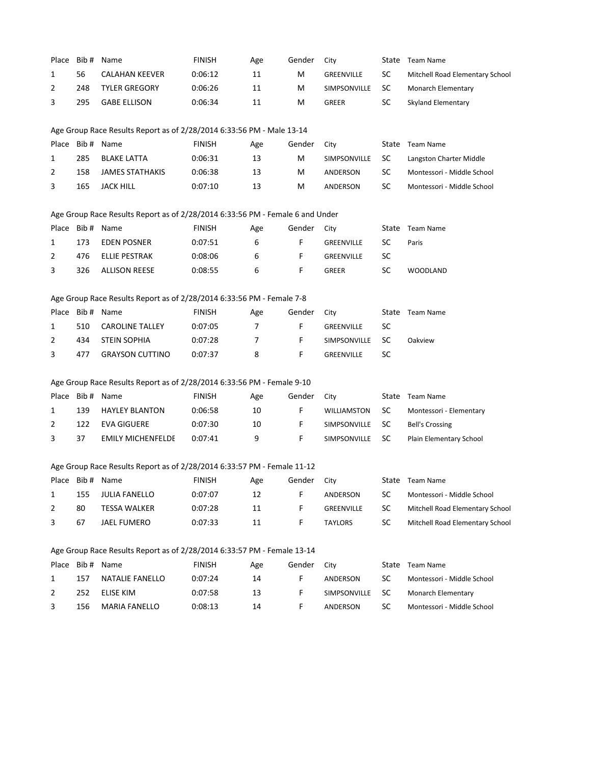| Place | Bib # | Name | FINISH | Age | Gender | City | State | Team Name |
|---|---|---|---|---|---|---|---|---|
| 1 | 56 | CALAHAN KEEVER | 0:06:12 | 11 | M | GREENVILLE | SC | Mitchell Road Elementary School |
| 2 | 248 | TYLER GREGORY | 0:06:26 | 11 | M | SIMPSONVILLE | SC | Monarch Elementary |
| 3 | 295 | GABE ELLISON | 0:06:34 | 11 | M | GREER | SC | Skyland Elementary |

Age Group Race Results Report as of 2/28/2014 6:33:56 PM - Male 13-14

| Place | Bib # | Name | FINISH | Age | Gender | City | State | Team Name |
|---|---|---|---|---|---|---|---|---|
| 1 | 285 | BLAKE LATTA | 0:06:31 | 13 | M | SIMPSONVILLE | SC | Langston Charter Middle |
| 2 | 158 | JAMES STATHAKIS | 0:06:38 | 13 | M | ANDERSON | SC | Montessori - Middle School |
| 3 | 165 | JACK HILL | 0:07:10 | 13 | M | ANDERSON | SC | Montessori - Middle School |

Age Group Race Results Report as of 2/28/2014 6:33:56 PM - Female 6 and Under

| Place | Bib # | Name | FINISH | Age | Gender | City | State | Team Name |
|---|---|---|---|---|---|---|---|---|
| 1 | 173 | EDEN POSNER | 0:07:51 | 6 | F | GREENVILLE | SC | Paris |
| 2 | 476 | ELLIE PESTRAK | 0:08:06 | 6 | F | GREENVILLE | SC | |
| 3 | 326 | ALLISON REESE | 0:08:55 | 6 | F | GREER | SC | WOODLAND |

Age Group Race Results Report as of 2/28/2014 6:33:56 PM - Female 7-8

| Place | Bib # | Name | FINISH | Age | Gender | City | State | Team Name |
|---|---|---|---|---|---|---|---|---|
| 1 | 510 | CAROLINE TALLEY | 0:07:05 | 7 | F | GREENVILLE | SC | |
| 2 | 434 | STEIN SOPHIA | 0:07:28 | 7 | F | SIMPSONVILLE | SC | Oakview |
| 3 | 477 | GRAYSON CUTTINO | 0:07:37 | 8 | F | GREENVILLE | SC | |

Age Group Race Results Report as of 2/28/2014 6:33:56 PM - Female 9-10

| Place | Bib # | Name | FINISH | Age | Gender | City | State | Team Name |
|---|---|---|---|---|---|---|---|---|
| 1 | 139 | HAYLEY BLANTON | 0:06:58 | 10 | F | WILLIAMSTON | SC | Montessori - Elementary |
| 2 | 122 | EVA GIGUERE | 0:07:30 | 10 | F | SIMPSONVILLE | SC | Bell's Crossing |
| 3 | 37 | EMILY MICHENFELDE | 0:07:41 | 9 | F | SIMPSONVILLE | SC | Plain Elementary School |

Age Group Race Results Report as of 2/28/2014 6:33:57 PM - Female 11-12

| Place | Bib # | Name | FINISH | Age | Gender | City | State | Team Name |
|---|---|---|---|---|---|---|---|---|
| 1 | 155 | JULIA FANELLO | 0:07:07 | 12 | F | ANDERSON | SC | Montessori - Middle School |
| 2 | 80 | TESSA WALKER | 0:07:28 | 11 | F | GREENVILLE | SC | Mitchell Road Elementary School |
| 3 | 67 | JAEL FUMERO | 0:07:33 | 11 | F | TAYLORS | SC | Mitchell Road Elementary School |

Age Group Race Results Report as of 2/28/2014 6:33:57 PM - Female 13-14

| Place | Bib # | Name | FINISH | Age | Gender | City | State | Team Name |
|---|---|---|---|---|---|---|---|---|
| 1 | 157 | NATALIE FANELLO | 0:07:24 | 14 | F | ANDERSON | SC | Montessori - Middle School |
| 2 | 252 | ELISE KIM | 0:07:58 | 13 | F | SIMPSONVILLE | SC | Monarch Elementary |
| 3 | 156 | MARIA FANELLO | 0:08:13 | 14 | F | ANDERSON | SC | Montessori - Middle School |